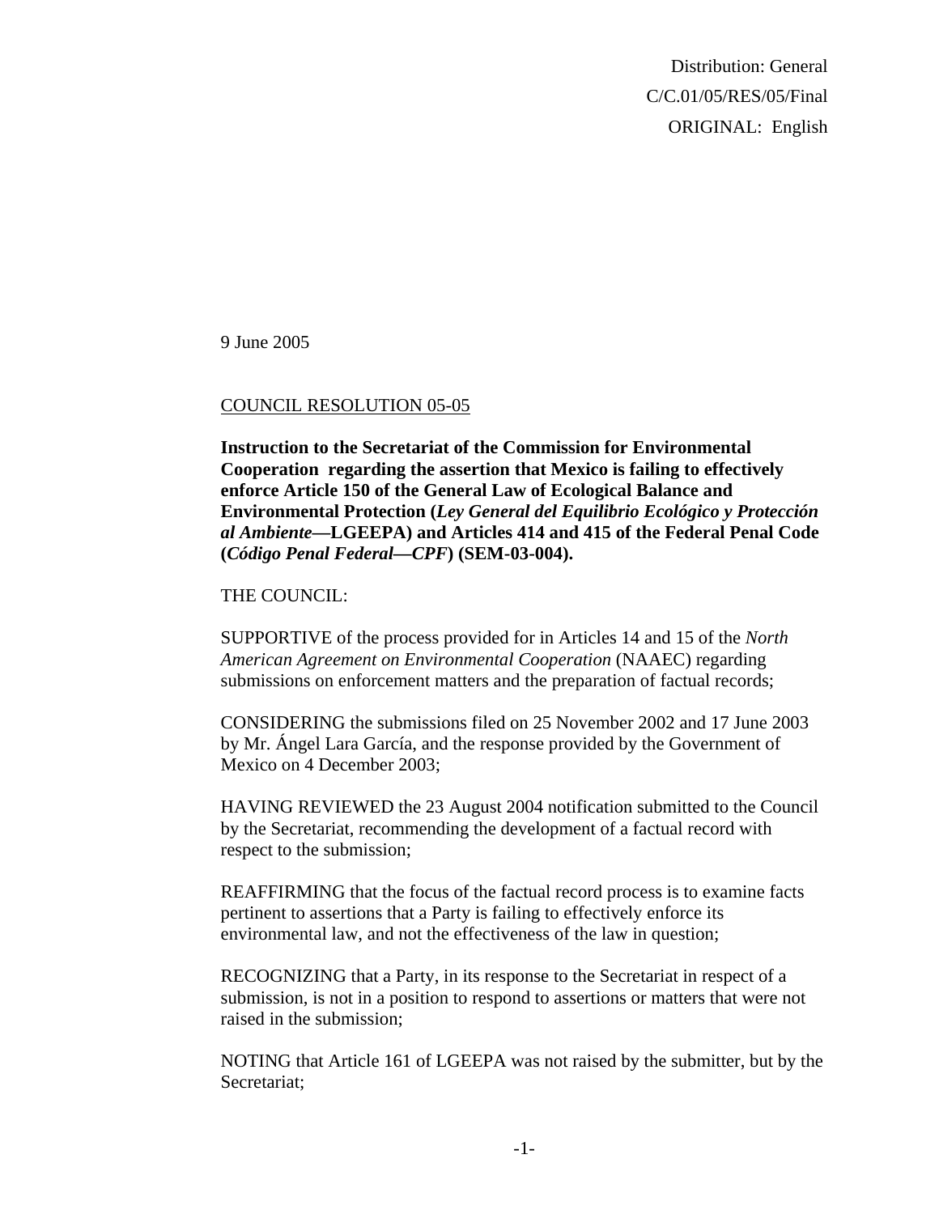Distribution: General
C/C.01/05/RES/05/Final
ORIGINAL: English

9 June 2005

COUNCIL RESOLUTION 05-05

**Instruction to the Secretariat of the Commission for Environmental Cooperation regarding the assertion that Mexico is failing to effectively enforce Article 150 of the General Law of Ecological Balance and Environmental Protection (*Ley General del Equilibrio Ecológico y Protección al Ambiente*—LGEEPA) and Articles 414 and 415 of the Federal Penal Code (*Código Penal Federal—CPF*) (SEM-03-004).**

THE COUNCIL:

SUPPORTIVE of the process provided for in Articles 14 and 15 of the *North American Agreement on Environmental Cooperation* (NAAEC) regarding submissions on enforcement matters and the preparation of factual records;

CONSIDERING the submissions filed on 25 November 2002 and 17 June 2003 by Mr. Ángel Lara García, and the response provided by the Government of Mexico on 4 December 2003;

HAVING REVIEWED the 23 August 2004 notification submitted to the Council by the Secretariat, recommending the development of a factual record with respect to the submission;

REAFFIRMING that the focus of the factual record process is to examine facts pertinent to assertions that a Party is failing to effectively enforce its environmental law, and not the effectiveness of the law in question;

RECOGNIZING that a Party, in its response to the Secretariat in respect of a submission, is not in a position to respond to assertions or matters that were not raised in the submission;

NOTING that Article 161 of LGEEPA was not raised by the submitter, but by the Secretariat;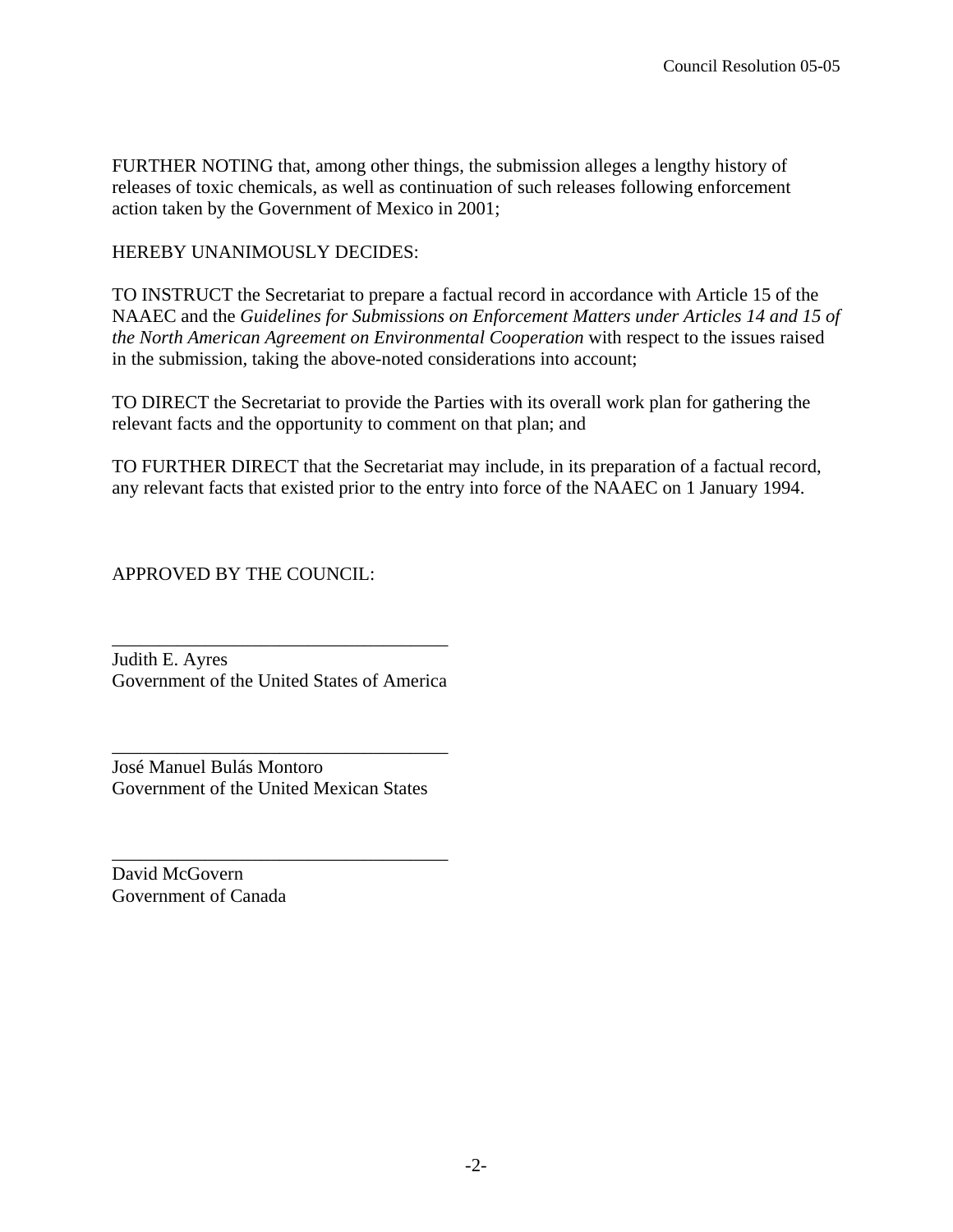FURTHER NOTING that, among other things, the submission alleges a lengthy history of releases of toxic chemicals, as well as continuation of such releases following enforcement action taken by the Government of Mexico in 2001;

HEREBY UNANIMOUSLY DECIDES:

TO INSTRUCT the Secretariat to prepare a factual record in accordance with Article 15 of the NAAEC and the *Guidelines for Submissions on Enforcement Matters under Articles 14 and 15 of the North American Agreement on Environmental Cooperation* with respect to the issues raised in the submission, taking the above-noted considerations into account;

TO DIRECT the Secretariat to provide the Parties with its overall work plan for gathering the relevant facts and the opportunity to comment on that plan; and

TO FURTHER DIRECT that the Secretariat may include, in its preparation of a factual record, any relevant facts that existed prior to the entry into force of the NAAEC on 1 January 1994.

APPROVED BY THE COUNCIL:

____________________________________
Judith E. Ayres
Government of the United States of America

____________________________________
José Manuel Bulás Montoro
Government of the United Mexican States

____________________________________
David McGovern
Government of Canada